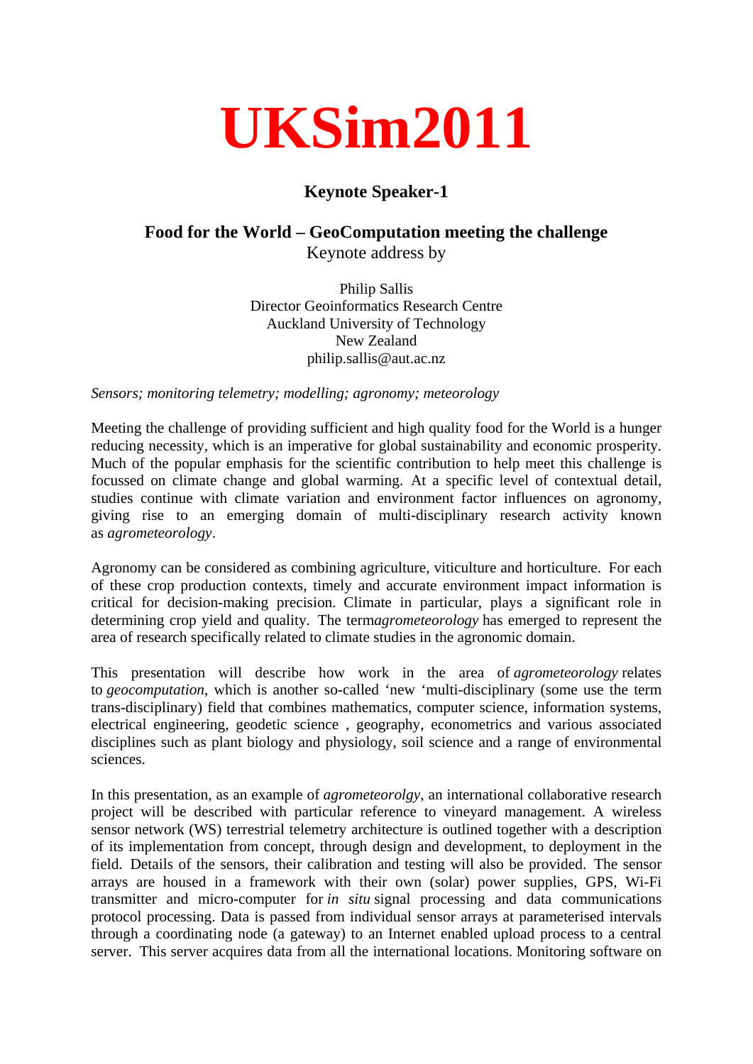# UKSim2011

## Keynote Speaker-1

### Food for the World – GeoComputation meeting the challenge

Keynote address by

Philip Sallis
Director Geoinformatics Research Centre
Auckland University of Technology
New Zealand
philip.sallis@aut.ac.nz

*Sensors; monitoring telemetry; modelling; agronomy; meteorology*

Meeting the challenge of providing sufficient and high quality food for the World is a hunger reducing necessity, which is an imperative for global sustainability and economic prosperity. Much of the popular emphasis for the scientific contribution to help meet this challenge is focussed on climate change and global warming. At a specific level of contextual detail, studies continue with climate variation and environment factor influences on agronomy, giving rise to an emerging domain of multi-disciplinary research activity known as *agrometeorology*.

Agronomy can be considered as combining agriculture, viticulture and horticulture. For each of these crop production contexts, timely and accurate environment impact information is critical for decision-making precision. Climate in particular, plays a significant role in determining crop yield and quality. The term*agrometeorology* has emerged to represent the area of research specifically related to climate studies in the agronomic domain.

This presentation will describe how work in the area of *agrometeorology* relates to *geocomputation*, which is another so-called 'new 'multi-disciplinary (some use the term trans-disciplinary) field that combines mathematics, computer science, information systems, electrical engineering, geodetic science , geography, econometrics and various associated disciplines such as plant biology and physiology, soil science and a range of environmental sciences.

In this presentation, as an example of *agrometeorolgy*, an international collaborative research project will be described with particular reference to vineyard management. A wireless sensor network (WS) terrestrial telemetry architecture is outlined together with a description of its implementation from concept, through design and development, to deployment in the field. Details of the sensors, their calibration and testing will also be provided. The sensor arrays are housed in a framework with their own (solar) power supplies, GPS, Wi-Fi transmitter and micro-computer for *in situ* signal processing and data communications protocol processing. Data is passed from individual sensor arrays at parameterised intervals through a coordinating node (a gateway) to an Internet enabled upload process to a central server. This server acquires data from all the international locations. Monitoring software on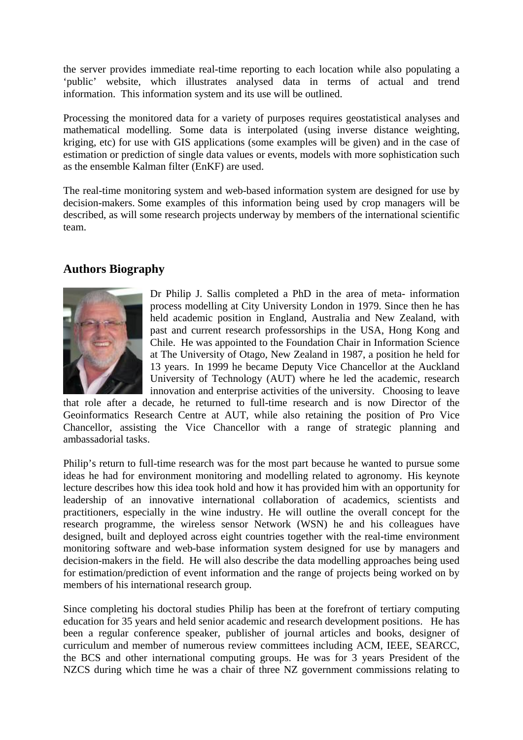the server provides immediate real-time reporting to each location while also populating a 'public' website, which illustrates analysed data in terms of actual and trend information. This information system and its use will be outlined.

Processing the monitored data for a variety of purposes requires geostatistical analyses and mathematical modelling. Some data is interpolated (using inverse distance weighting, kriging, etc) for use with GIS applications (some examples will be given) and in the case of estimation or prediction of single data values or events, models with more sophistication such as the ensemble Kalman filter (EnKF) are used.

The real-time monitoring system and web-based information system are designed for use by decision-makers. Some examples of this information being used by crop managers will be described, as will some research projects underway by members of the international scientific team.

## Authors Biography

Dr Philip J. Sallis completed a PhD in the area of meta- information process modelling at City University London in 1979. Since then he has held academic position in England, Australia and New Zealand, with past and current research professorships in the USA, Hong Kong and Chile. He was appointed to the Foundation Chair in Information Science at The University of Otago, New Zealand in 1987, a position he held for 13 years. In 1999 he became Deputy Vice Chancellor at the Auckland University of Technology (AUT) where he led the academic, research innovation and enterprise activities of the university. Choosing to leave that role after a decade, he returned to full-time research and is now Director of the Geoinformatics Research Centre at AUT, while also retaining the position of Pro Vice Chancellor, assisting the Vice Chancellor with a range of strategic planning and ambassadorial tasks.

Philip's return to full-time research was for the most part because he wanted to pursue some ideas he had for environment monitoring and modelling related to agronomy. His keynote lecture describes how this idea took hold and how it has provided him with an opportunity for leadership of an innovative international collaboration of academics, scientists and practitioners, especially in the wine industry. He will outline the overall concept for the research programme, the wireless sensor Network (WSN) he and his colleagues have designed, built and deployed across eight countries together with the real-time environment monitoring software and web-base information system designed for use by managers and decision-makers in the field. He will also describe the data modelling approaches being used for estimation/prediction of event information and the range of projects being worked on by members of his international research group.

Since completing his doctoral studies Philip has been at the forefront of tertiary computing education for 35 years and held senior academic and research development positions. He has been a regular conference speaker, publisher of journal articles and books, designer of curriculum and member of numerous review committees including ACM, IEEE, SEARCC, the BCS and other international computing groups. He was for 3 years President of the NZCS during which time he was a chair of three NZ government commissions relating to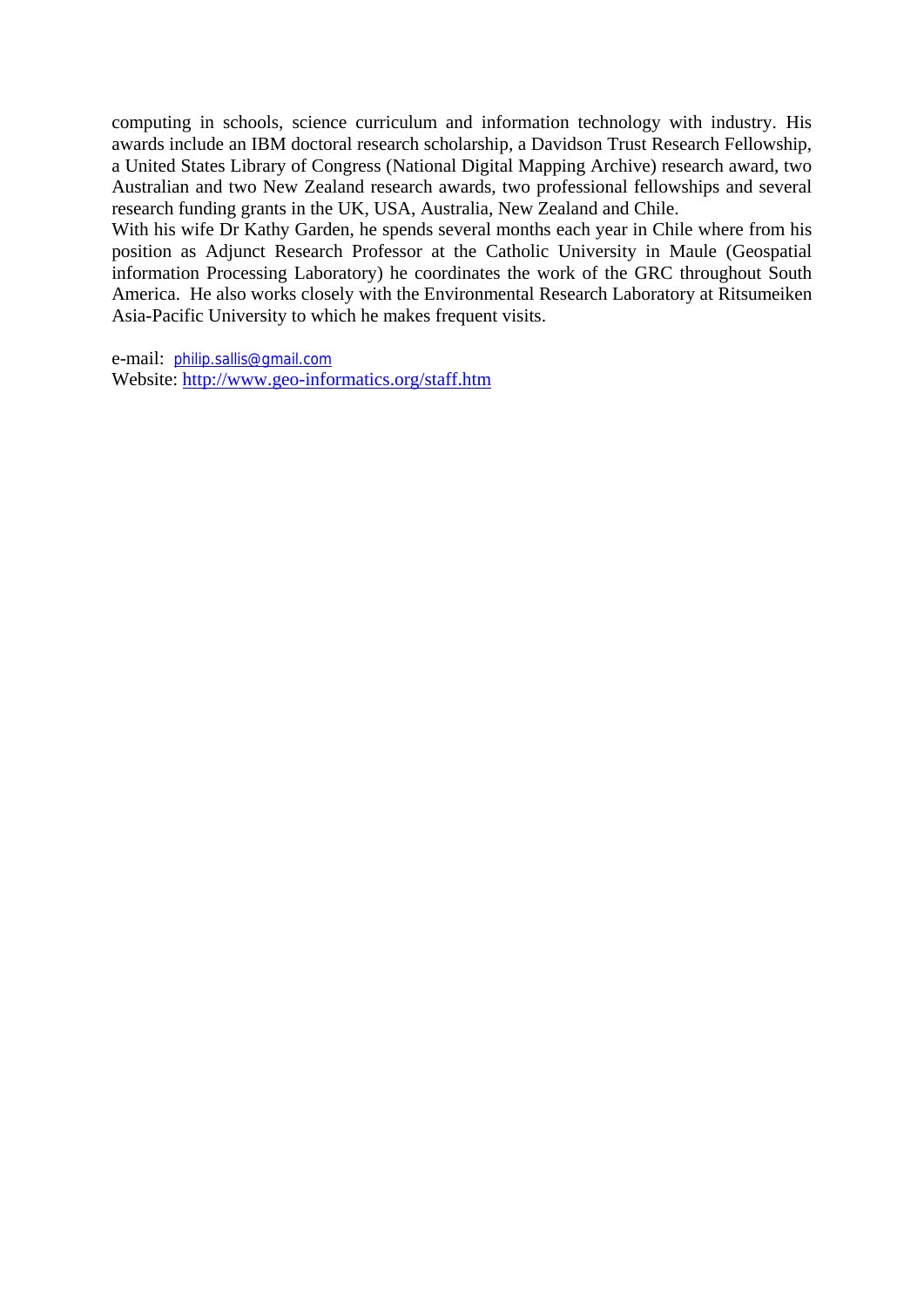computing in schools, science curriculum and information technology with industry. His awards include an IBM doctoral research scholarship, a Davidson Trust Research Fellowship, a United States Library of Congress (National Digital Mapping Archive) research award, two Australian and two New Zealand research awards, two professional fellowships and several research funding grants in the UK, USA, Australia, New Zealand and Chile.

With his wife Dr Kathy Garden, he spends several months each year in Chile where from his position as Adjunct Research Professor at the Catholic University in Maule (Geospatial information Processing Laboratory) he coordinates the work of the GRC throughout South America. He also works closely with the Environmental Research Laboratory at Ritsumeiken Asia-Pacific University to which he makes frequent visits.

e-mail: philip.sallis@gmail.com
Website: http://www.geo-informatics.org/staff.htm